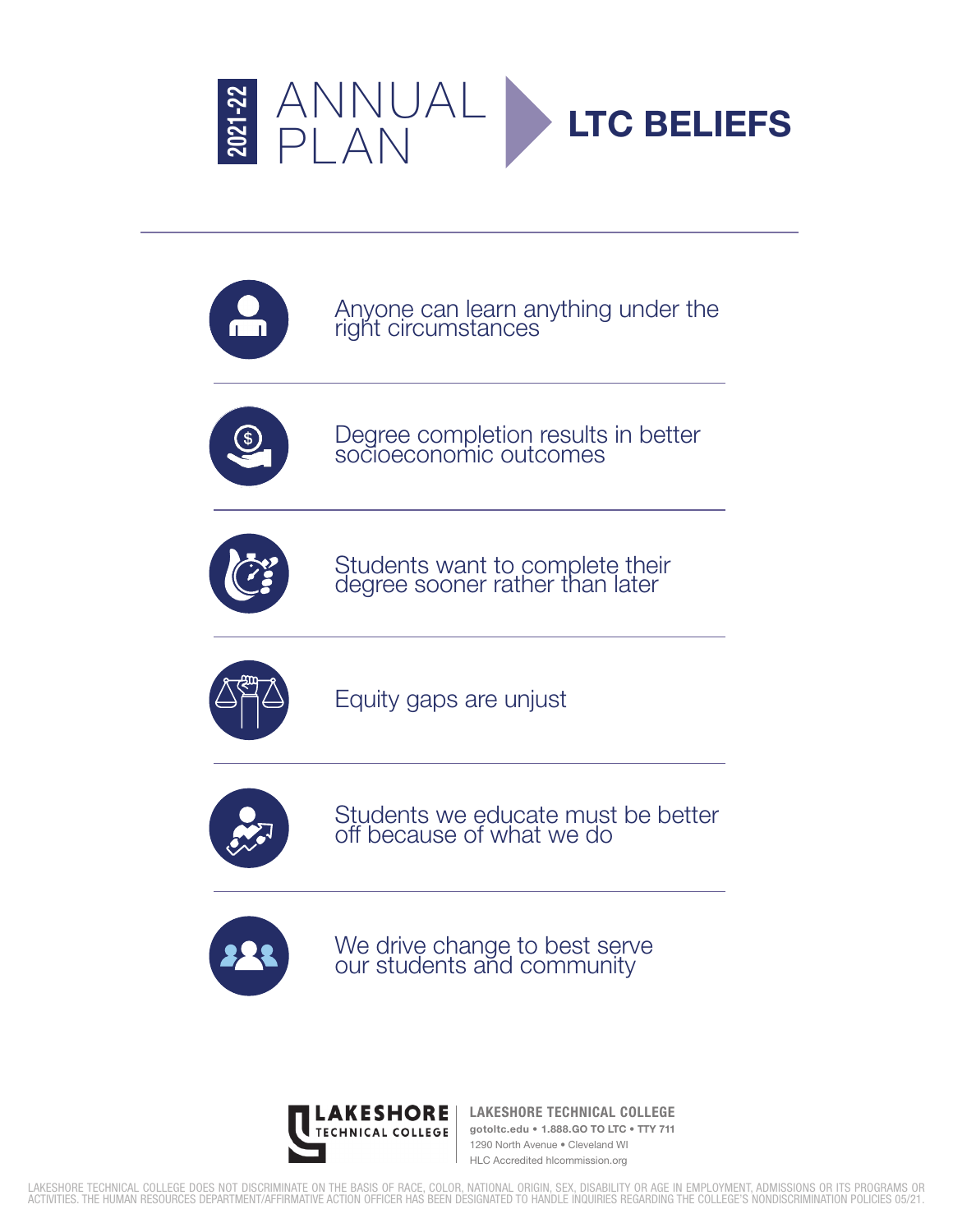# 2021-22 ANNUAL PLAN

## LTC BELIEFS

- Anyone can learn anything under the right circumstances
- Degree completion results in better socioeconomic outcomes
- Students want to complete their degree sooner rather than later
- Equity gaps are unjust
- Students we educate must be better off because of what we do
- We drive change to best serve our students and community

**LAKESHORE TECHNICAL COLLEGE**
**gotoltc.edu • 1.888.GO TO LTC • TTY 711**
1290 North Avenue • Cleveland WI
HLC Accredited hlcommission.org

LAKESHORE TECHNICAL COLLEGE DOES NOT DISCRIMINATE ON THE BASIS OF RACE, COLOR, NATIONAL ORIGIN, SEX, DISABILITY OR AGE IN EMPLOYMENT, ADMISSIONS OR ITS PROGRAMS OR ACTIVITIES. THE HUMAN RESOURCES DEPARTMENT/AFFIRMATIVE ACTION OFFICER HAS BEEN DESIGNATED TO HANDLE INQUIRIES REGARDING THE COLLEGE'S NONDISCRIMINATION POLICIES 05/21.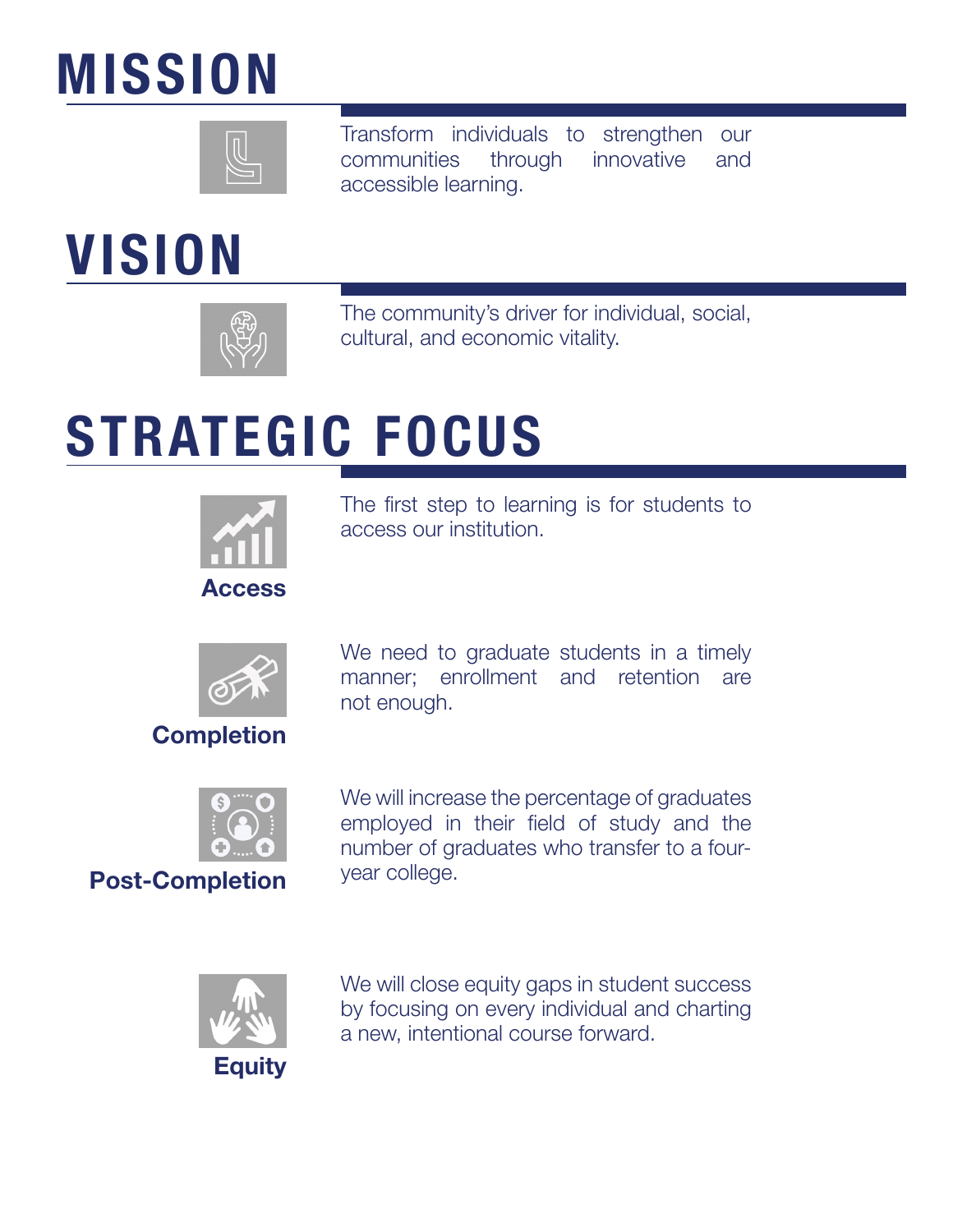# MISSION

Transform individuals to strengthen our communities through innovative and accessible learning.

# VISION

The community's driver for individual, social, cultural, and economic vitality.

# STRATEGIC FOCUS

**Access**

The first step to learning is for students to access our institution.

**Completion**

We need to graduate students in a timely manner; enrollment and retention are not enough.

**Post-Completion**

We will increase the percentage of graduates employed in their field of study and the number of graduates who transfer to a four-year college.

**Equity**

We will close equity gaps in student success by focusing on every individual and charting a new, intentional course forward.